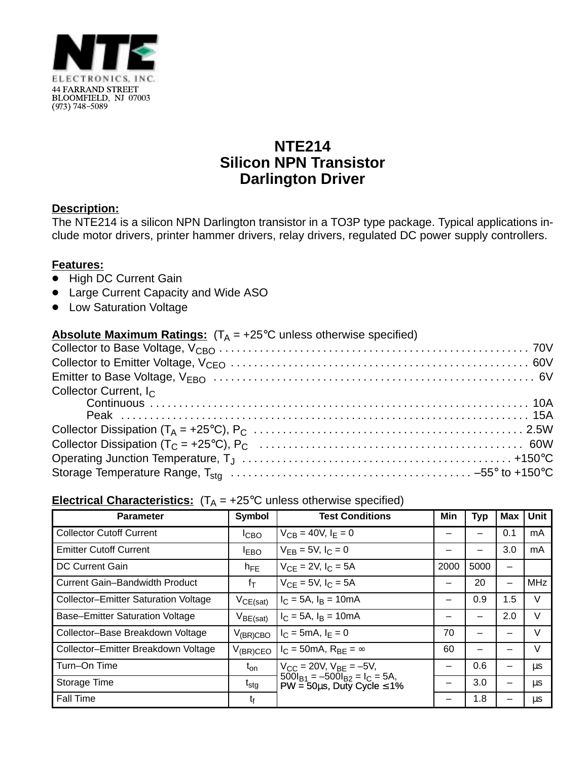NTE

ELECTRONICS, INC.
44 FARRAND STREET
BLOOMFIELD, NJ 07003
(973) 748-5089

# NTE214
## Silicon NPN Transistor
## Darlington Driver

**Description:**
The NTE214 is a silicon NPN Darlington transistor in a TO3P type package. Typical applications include motor drivers, printer hammer drivers, relay drivers, regulated DC power supply controllers.

**Features:**
- High DC Current Gain
- Large Current Capacity and Wide ASO
- Low Saturation Voltage

**Absolute Maximum Ratings:** ($T_A$ = +25°C unless otherwise specified)

Collector to Base Voltage, $V_{CBO}$ . . . . . . . . . . 70V
Collector to Emitter Voltage, $V_{CEO}$ . . . . . . . . . . 60V
Emitter to Base Voltage, $V_{EBO}$ . . . . . . . . . . 6V
Collector Current, $I_C$
  Continuous . . . . . . . . . . 10A
  Peak . . . . . . . . . . 15A
Collector Dissipation ($T_A$ = +25°C), $P_C$ . . . . . . . . . . 2.5W
Collector Dissipation ($T_C$ = +25°C), $P_C$ . . . . . . . . . . 60W
Operating Junction Temperature, $T_J$ . . . . . . . . . . +150°C
Storage Temperature Range, $T_{stg}$ . . . . . . . . . . –55° to +150°C

**Electrical Characteristics:** ($T_A$ = +25°C unless otherwise specified)

| Parameter | Symbol | Test Conditions | Min | Typ | Max | Unit |
|---|---|---|---|---|---|---|
| Collector Cutoff Current | $I_{CBO}$ | $V_{CB}$ = 40V, $I_E$ = 0 | – | – | 0.1 | mA |
| Emitter Cutoff Current | $I_{EBO}$ | $V_{EB}$ = 5V, $I_C$ = 0 | – | – | 3.0 | mA |
| DC Current Gain | $h_{FE}$ | $V_{CE}$ = 2V, $I_C$ = 5A | 2000 | 5000 | – | |
| Current Gain–Bandwidth Product | $f_T$ | $V_{CE}$ = 5V, $I_C$ = 5A | – | 20 | – | MHz |
| Collector–Emitter Saturation Voltage | $V_{CE(sat)}$ | $I_C$ = 5A, $I_B$ = 10mA | – | 0.9 | 1.5 | V |
| Base–Emitter Saturation Voltage | $V_{BE(sat)}$ | $I_C$ = 5A, $I_B$ = 10mA | – | – | 2.0 | V |
| Collector–Base Breakdown Voltage | $V_{(BR)CBO}$ | $I_C$ = 5mA, $I_E$ = 0 | 70 | – | – | V |
| Collector–Emitter Breakdown Voltage | $V_{(BR)CEO}$ | $I_C$ = 50mA, $R_{BE}$ = ∞ | 60 | – | – | V |
| Turn–On Time | $t_{on}$ | $V_{CC}$ = 20V, $V_{BE}$ = –5V, $500I_{B1} = –500I_{B2} = I_C$ = 5A, PW = 50μs, Duty Cycle ≤1% | – | 0.6 | – | μs |
| Storage Time | $t_{stg}$ | | – | 3.0 | – | μs |
| Fall Time | $t_f$ | | – | 1.8 | – | μs |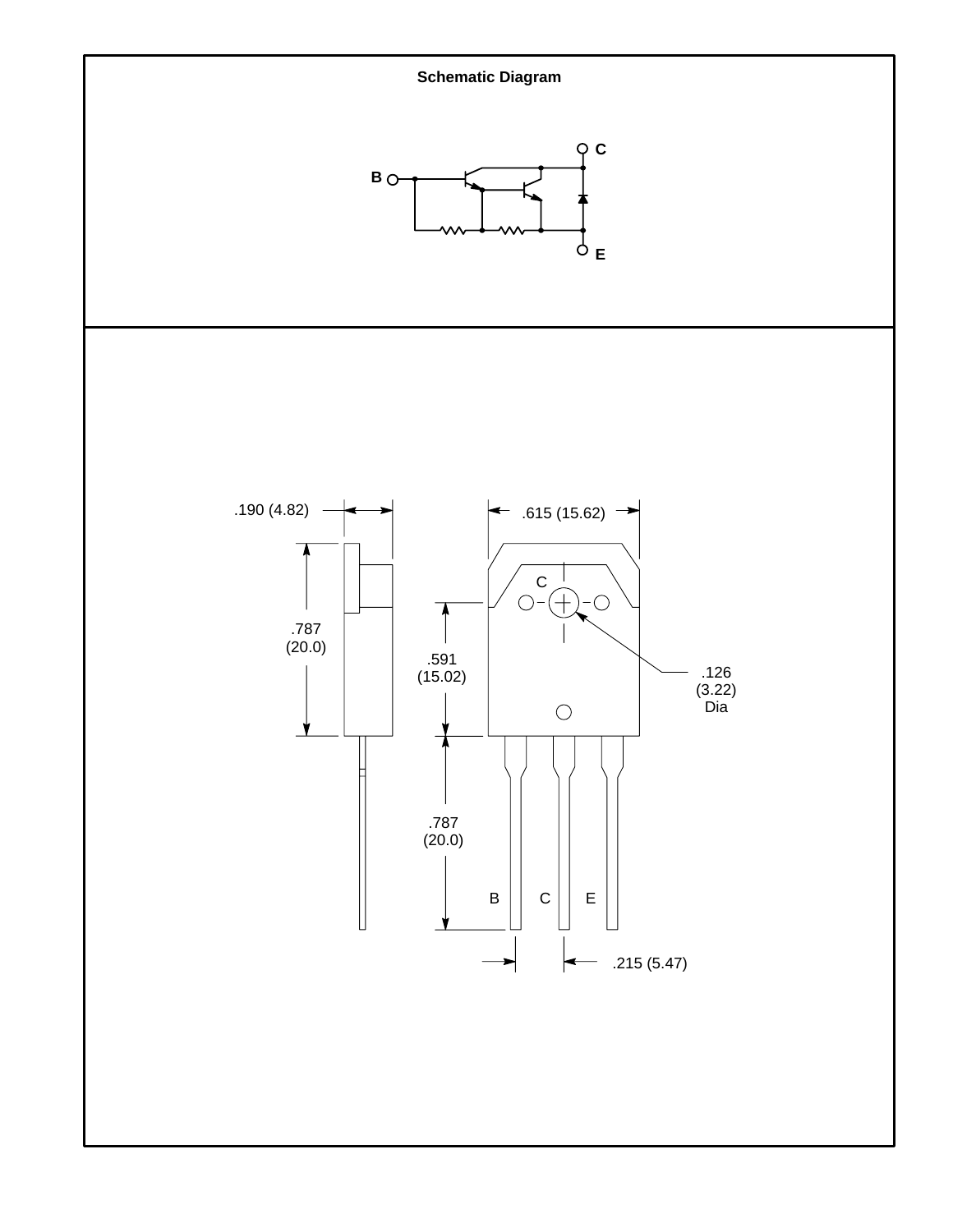**Schematic Diagram**

C

B

E

.190 (4.82)

.615 (15.62)

.787
(20.0)

C

.591
(15.02)

.126
(3.22)
Dia

.787
(20.0)

B C E

.215 (5.47)